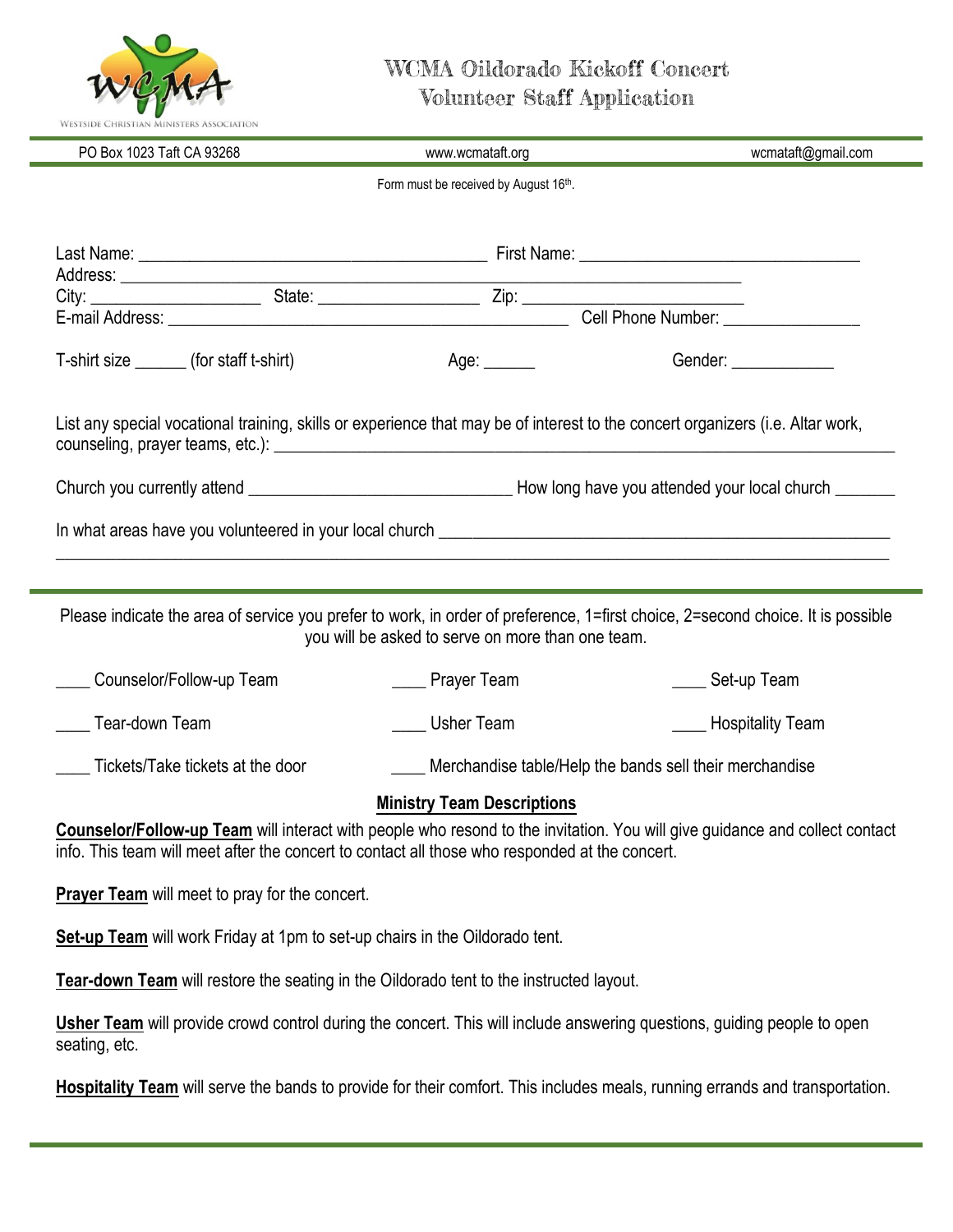WESTSIDE CHRISTIAN MINISTERS ASSOCIATION

# WCMA Oildorado Kickoff Concert Volunteer Staff Application

PO Box 1023 Taft CA 93268 | www.wcmataft.org | wcmataft@gmail.com

Form must be received by August 16th.

Last Name: ________________________________________ First Name: ________________________________
Address: ________________________________________________________________________
City: ____________________ State: __________________ Zip: _________________________
E-mail Address: ______________________________________________ Cell Phone Number: ________________

T-shirt size ______ (for staff t-shirt) Age: ______ Gender: ____________

List any special vocational training, skills or experience that may be of interest to the concert organizers (i.e. Altar work, counseling, prayer teams, etc.): ________________________________________________________________________

Church you currently attend ______________________________ How long have you attended your local church _______

In what areas have you volunteered in your local church ____________________________________________________
________________________________________________________________________________________________

---

Please indicate the area of service you prefer to work, in order of preference, 1=first choice, 2=second choice. It is possible you will be asked to serve on more than one team.

____ Counselor/Follow-up Team ____ Prayer Team ____ Set-up Team

____ Tear-down Team ____ Usher Team ____ Hospitality Team

____ Tickets/Take tickets at the door ____ Merchandise table/Help the bands sell their merchandise

## Ministry Team Descriptions

**Counselor/Follow-up Team** will interact with people who resond to the invitation. You will give guidance and collect contact info. This team will meet after the concert to contact all those who responded at the concert.

**Prayer Team** will meet to pray for the concert.

**Set-up Team** will work Friday at 1pm to set-up chairs in the Oildorado tent.

**Tear-down Team** will restore the seating in the Oildorado tent to the instructed layout.

**Usher Team** will provide crowd control during the concert. This will include answering questions, guiding people to open seating, etc.

**Hospitality Team** will serve the bands to provide for their comfort. This includes meals, running errands and transportation.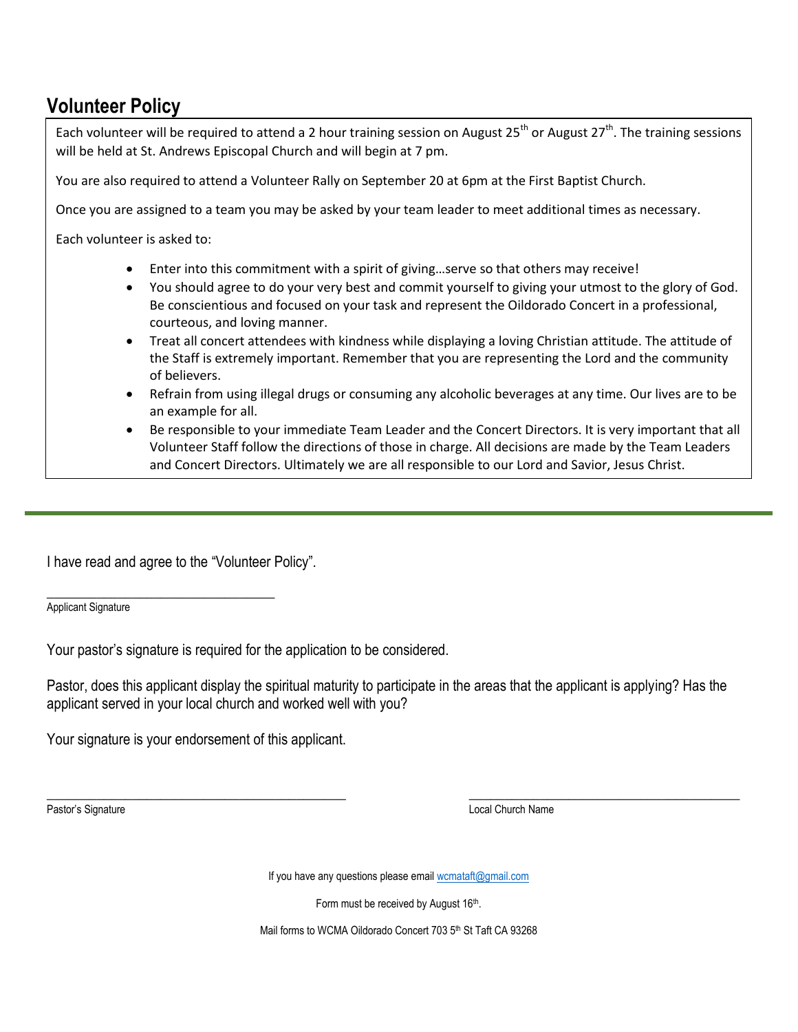## Volunteer Policy

Each volunteer will be required to attend a 2 hour training session on August 25th or August 27th. The training sessions will be held at St. Andrews Episcopal Church and will begin at 7 pm.

You are also required to attend a Volunteer Rally on September 20 at 6pm at the First Baptist Church.

Once you are assigned to a team you may be asked by your team leader to meet additional times as necessary.

Each volunteer is asked to:

- Enter into this commitment with a spirit of giving…serve so that others may receive!
- You should agree to do your very best and commit yourself to giving your utmost to the glory of God. Be conscientious and focused on your task and represent the Oildorado Concert in a professional, courteous, and loving manner.
- Treat all concert attendees with kindness while displaying a loving Christian attitude. The attitude of the Staff is extremely important. Remember that you are representing the Lord and the community of believers.
- Refrain from using illegal drugs or consuming any alcoholic beverages at any time. Our lives are to be an example for all.
- Be responsible to your immediate Team Leader and the Concert Directors. It is very important that all Volunteer Staff follow the directions of those in charge. All decisions are made by the Team Leaders and Concert Directors. Ultimately we are all responsible to our Lord and Savior, Jesus Christ.

---

I have read and agree to the "Volunteer Policy".

\_\_\_\_\_\_\_\_\_\_\_\_\_\_\_\_\_\_\_\_\_\_\_\_\_\_\_\_\_\_\_\_\_\_\_\_

Applicant Signature

Your pastor's signature is required for the application to be considered.

Pastor, does this applicant display the spiritual maturity to participate in the areas that the applicant is applying? Has the applicant served in your local church and worked well with you?

Your signature is your endorsement of this applicant.

\_\_\_\_\_\_\_\_\_\_\_\_\_\_\_\_\_\_\_\_\_\_\_\_\_\_\_\_\_\_\_\_\_\_\_\_\_\_\_\_\_\_\_\_ \_\_\_\_\_\_\_\_\_\_\_\_\_\_\_\_\_\_\_\_\_\_\_\_\_\_\_\_\_\_\_\_\_\_\_\_\_\_\_\_\_\_\_\_

Pastor's Signature Local Church Name

If you have any questions please email wcmataft@gmail.com

Form must be received by August 16th.

Mail forms to WCMA Oildorado Concert 703 5th St Taft CA 93268